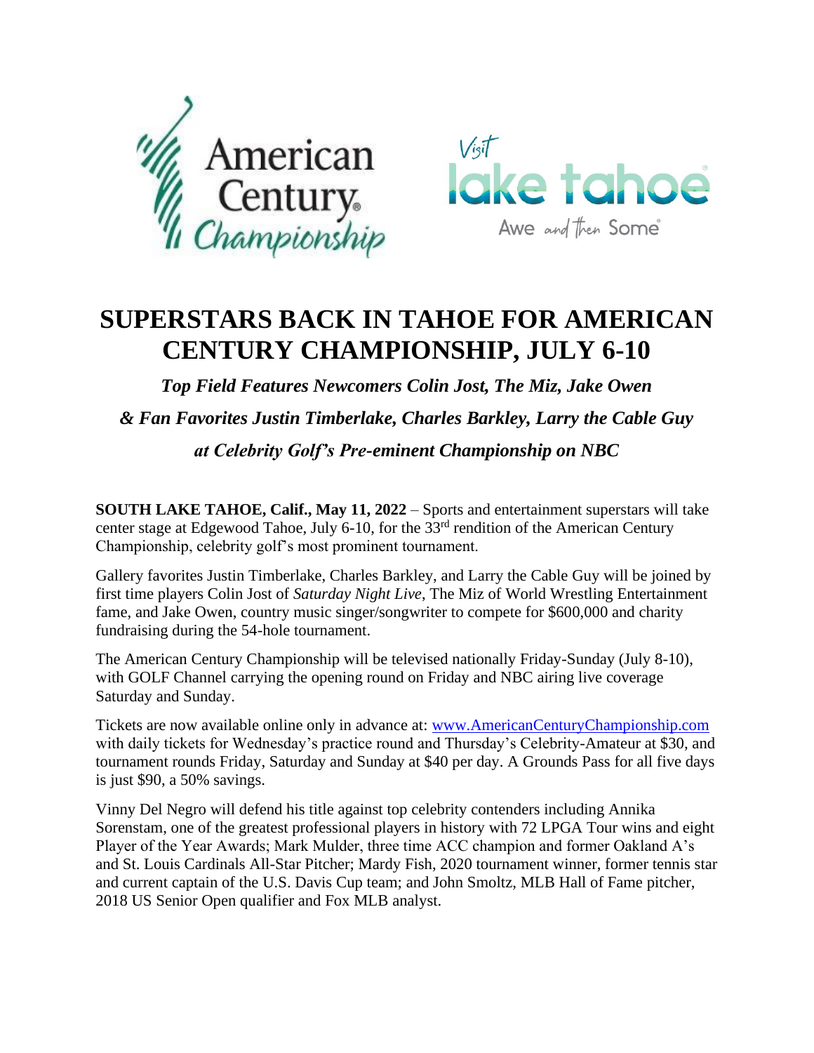# SUPERSTARS BACK IN TAHOE FOR AMERICAN CENTURY CHAMPIONSHIP, JULY 6-10

***Top Field Features Newcomers Colin Jost, The Miz, Jake Owen***

***& Fan Favorites Justin Timberlake, Charles Barkley, Larry the Cable Guy***

***at Celebrity Golf's Pre-eminent Championship on NBC***

**SOUTH LAKE TAHOE, Calif., May 11, 2022** – Sports and entertainment superstars will take center stage at Edgewood Tahoe, July 6-10, for the 33rd rendition of the American Century Championship, celebrity golf's most prominent tournament.

Gallery favorites Justin Timberlake, Charles Barkley, and Larry the Cable Guy will be joined by first time players Colin Jost of *Saturday Night Live*, The Miz of World Wrestling Entertainment fame, and Jake Owen, country music singer/songwriter to compete for $600,000 and charity fundraising during the 54-hole tournament.

The American Century Championship will be televised nationally Friday-Sunday (July 8-10), with GOLF Channel carrying the opening round on Friday and NBC airing live coverage Saturday and Sunday.

Tickets are now available online only in advance at: www.AmericanCenturyChampionship.com with daily tickets for Wednesday's practice round and Thursday's Celebrity-Amateur at $30, and tournament rounds Friday, Saturday and Sunday at $40 per day. A Grounds Pass for all five days is just $90, a 50% savings.

Vinny Del Negro will defend his title against top celebrity contenders including Annika Sorenstam, one of the greatest professional players in history with 72 LPGA Tour wins and eight Player of the Year Awards; Mark Mulder, three time ACC champion and former Oakland A's and St. Louis Cardinals All-Star Pitcher; Mardy Fish, 2020 tournament winner, former tennis star and current captain of the U.S. Davis Cup team; and John Smoltz, MLB Hall of Fame pitcher, 2018 US Senior Open qualifier and Fox MLB analyst.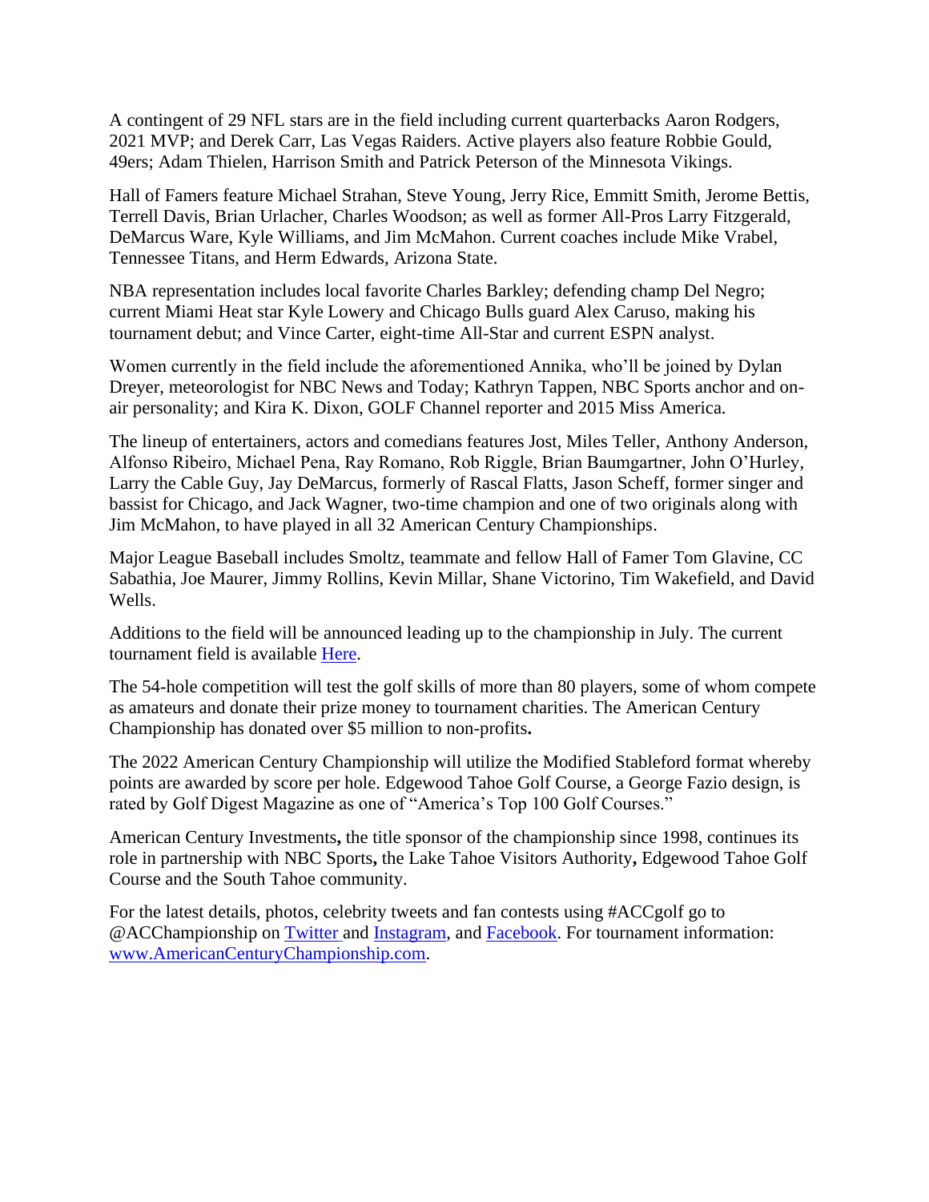A contingent of 29 NFL stars are in the field including current quarterbacks Aaron Rodgers, 2021 MVP; and Derek Carr, Las Vegas Raiders. Active players also feature Robbie Gould, 49ers; Adam Thielen, Harrison Smith and Patrick Peterson of the Minnesota Vikings.

Hall of Famers feature Michael Strahan, Steve Young, Jerry Rice, Emmitt Smith, Jerome Bettis, Terrell Davis, Brian Urlacher, Charles Woodson; as well as former All-Pros Larry Fitzgerald, DeMarcus Ware, Kyle Williams, and Jim McMahon. Current coaches include Mike Vrabel, Tennessee Titans, and Herm Edwards, Arizona State.

NBA representation includes local favorite Charles Barkley; defending champ Del Negro; current Miami Heat star Kyle Lowery and Chicago Bulls guard Alex Caruso, making his tournament debut; and Vince Carter, eight-time All-Star and current ESPN analyst.

Women currently in the field include the aforementioned Annika, who'll be joined by Dylan Dreyer, meteorologist for NBC News and Today; Kathryn Tappen, NBC Sports anchor and on-air personality; and Kira K. Dixon, GOLF Channel reporter and 2015 Miss America.

The lineup of entertainers, actors and comedians features Jost, Miles Teller, Anthony Anderson, Alfonso Ribeiro, Michael Pena, Ray Romano, Rob Riggle, Brian Baumgartner, John O'Hurley, Larry the Cable Guy, Jay DeMarcus, formerly of Rascal Flatts, Jason Scheff, former singer and bassist for Chicago, and Jack Wagner, two-time champion and one of two originals along with Jim McMahon, to have played in all 32 American Century Championships.

Major League Baseball includes Smoltz, teammate and fellow Hall of Famer Tom Glavine, CC Sabathia, Joe Maurer, Jimmy Rollins, Kevin Millar, Shane Victorino, Tim Wakefield, and David Wells.

Additions to the field will be announced leading up to the championship in July. The current tournament field is available [Here](Here).

The 54-hole competition will test the golf skills of more than 80 players, some of whom compete as amateurs and donate their prize money to tournament charities. The American Century Championship has donated over $5 million to non-profits**.**

The 2022 American Century Championship will utilize the Modified Stableford format whereby points are awarded by score per hole. Edgewood Tahoe Golf Course, a George Fazio design, is rated by Golf Digest Magazine as one of "America's Top 100 Golf Courses."

American Century Investments**,** the title sponsor of the championship since 1998, continues its role in partnership with NBC Sports**,** the Lake Tahoe Visitors Authority**,** Edgewood Tahoe Golf Course and the South Tahoe community.

For the latest details, photos, celebrity tweets and fan contests using #ACCgolf go to @ACChampionship on Twitter and Instagram, and Facebook. For tournament information: www.AmericanCenturyChampionship.com.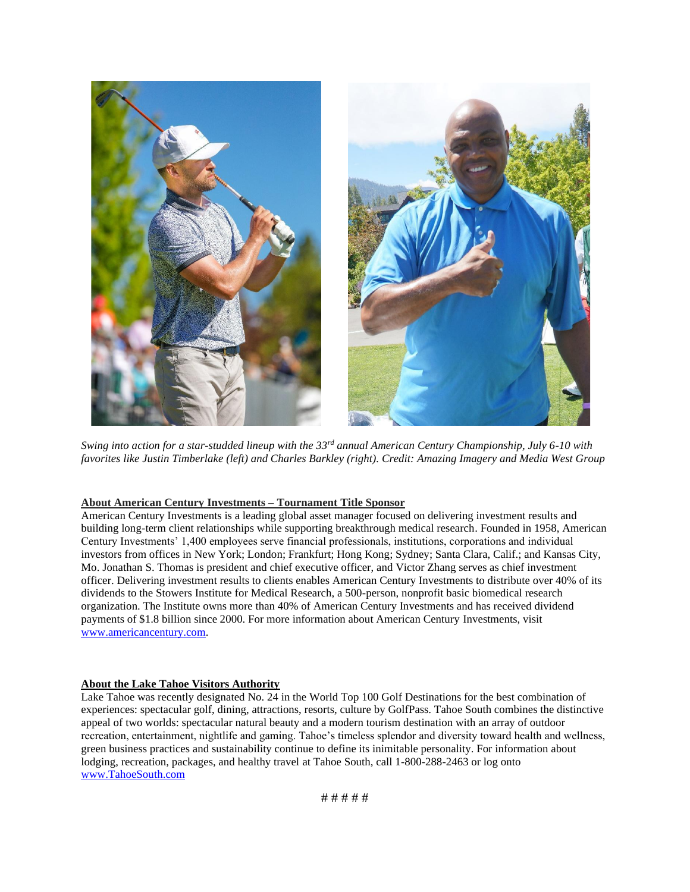*Swing into action for a star-studded lineup with the 33rd annual American Century Championship, July 6-10 with favorites like Justin Timberlake (left) and Charles Barkley (right). Credit: Amazing Imagery and Media West Group*

**About American Century Investments – Tournament Title Sponsor**

American Century Investments is a leading global asset manager focused on delivering investment results and building long-term client relationships while supporting breakthrough medical research. Founded in 1958, American Century Investments' 1,400 employees serve financial professionals, institutions, corporations and individual investors from offices in New York; London; Frankfurt; Hong Kong; Sydney; Santa Clara, Calif.; and Kansas City, Mo. Jonathan S. Thomas is president and chief executive officer, and Victor Zhang serves as chief investment officer. Delivering investment results to clients enables American Century Investments to distribute over 40% of its dividends to the Stowers Institute for Medical Research, a 500-person, nonprofit basic biomedical research organization. The Institute owns more than 40% of American Century Investments and has received dividend payments of $1.8 billion since 2000. For more information about American Century Investments, visit www.americancentury.com.

**About the Lake Tahoe Visitors Authority**

Lake Tahoe was recently designated No. 24 in the World Top 100 Golf Destinations for the best combination of experiences: spectacular golf, dining, attractions, resorts, culture by GolfPass. Tahoe South combines the distinctive appeal of two worlds: spectacular natural beauty and a modern tourism destination with an array of outdoor recreation, entertainment, nightlife and gaming. Tahoe's timeless splendor and diversity toward health and wellness, green business practices and sustainability continue to define its inimitable personality. For information about lodging, recreation, packages, and healthy travel at Tahoe South, call 1-800-288-2463 or log onto www.TahoeSouth.com

# # # # #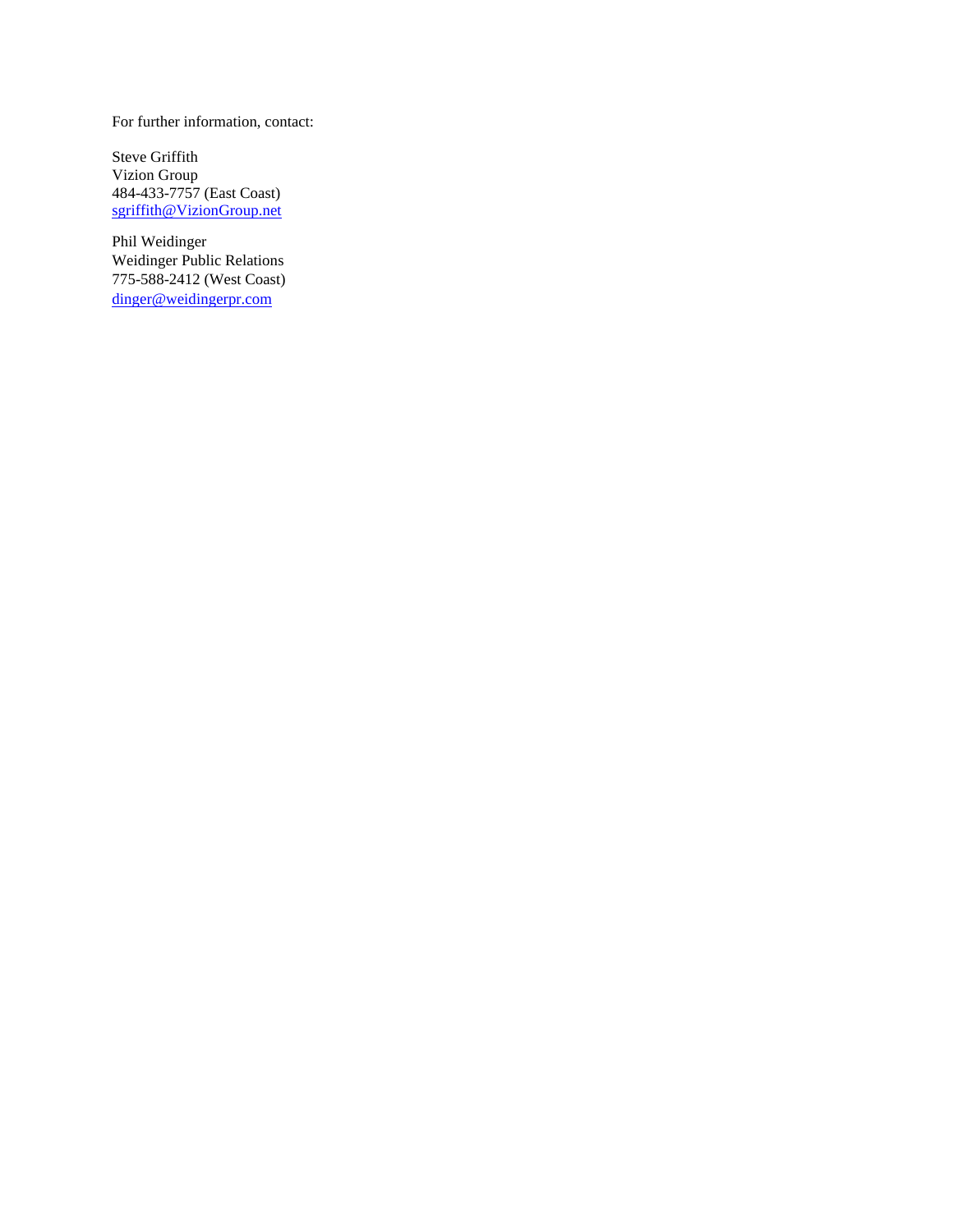For further information, contact:

Steve Griffith  
Vizion Group  
484-433-7757 (East Coast)  
sgriffith@VizionGroup.net

Phil Weidinger  
Weidinger Public Relations  
775-588-2412 (West Coast)  
dinger@weidingerpr.com